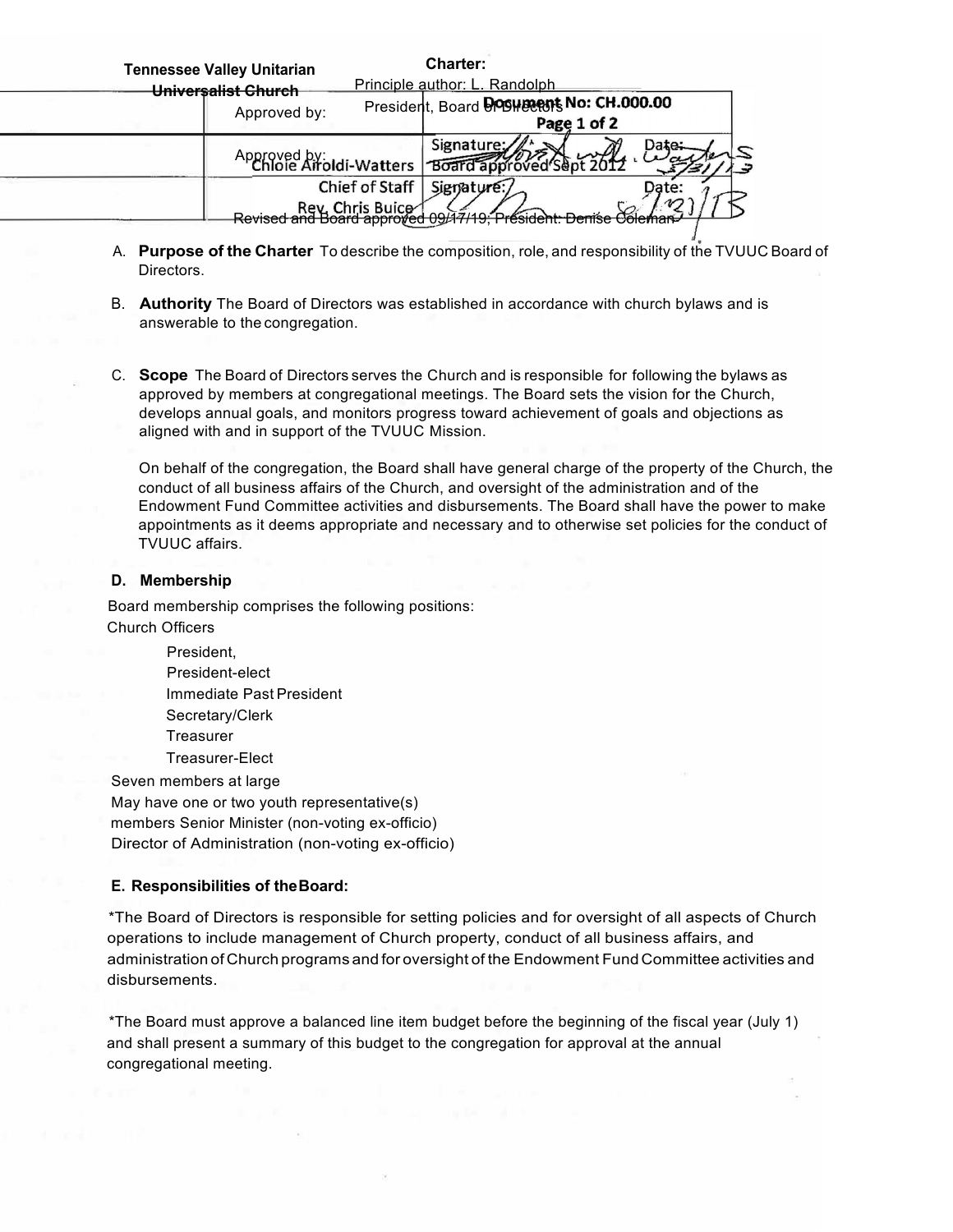| Tennessee Valley Unitarian Universalist Church | Charter: Principle author: L. Randolph | |
|---|---|---|
| | Approved by: President, Board of Directors | Document No: CH.000.00 Page 1 of 2 |
| | Approved by: Chloie Airoldi-Watters | Signature: Board approved Sept 2012 Date: 5/31/13 |
| | Chief of Staff Rev. Chris Buice | Signature: Date: 5/31/13 |

~~Revised and Board approved 09/17/19; President: Denise Coleman~~

A. **Purpose of the Charter** To describe the composition, role, and responsibility of the TVUUC Board of Directors.

B. **Authority** The Board of Directors was established in accordance with church bylaws and is answerable to the congregation.

C. **Scope** The Board of Directors serves the Church and is responsible for following the bylaws as approved by members at congregational meetings. The Board sets the vision for the Church, develops annual goals, and monitors progress toward achievement of goals and objections as aligned with and in support of the TVUUC Mission.

On behalf of the congregation, the Board shall have general charge of the property of the Church, the conduct of all business affairs of the Church, and oversight of the administration and of the Endowment Fund Committee activities and disbursements. The Board shall have the power to make appointments as it deems appropriate and necessary and to otherwise set policies for the conduct of TVUUC affairs.

**D. Membership**

Board membership comprises the following positions:

Church Officers

- President,
- President-elect
- Immediate Past President
- Secretary/Clerk
- Treasurer
- Treasurer-Elect

Seven members at large
May have one or two youth representative(s)
members Senior Minister (non-voting ex-officio)
Director of Administration (non-voting ex-officio)

**E. Responsibilities of the Board:**

*The Board of Directors is responsible for setting policies and for oversight of all aspects of Church operations to include management of Church property, conduct of all business affairs, and administration of Church programs and for oversight of the Endowment Fund Committee activities and disbursements.

*The Board must approve a balanced line item budget before the beginning of the fiscal year (July 1) and shall present a summary of this budget to the congregation for approval at the annual congregational meeting.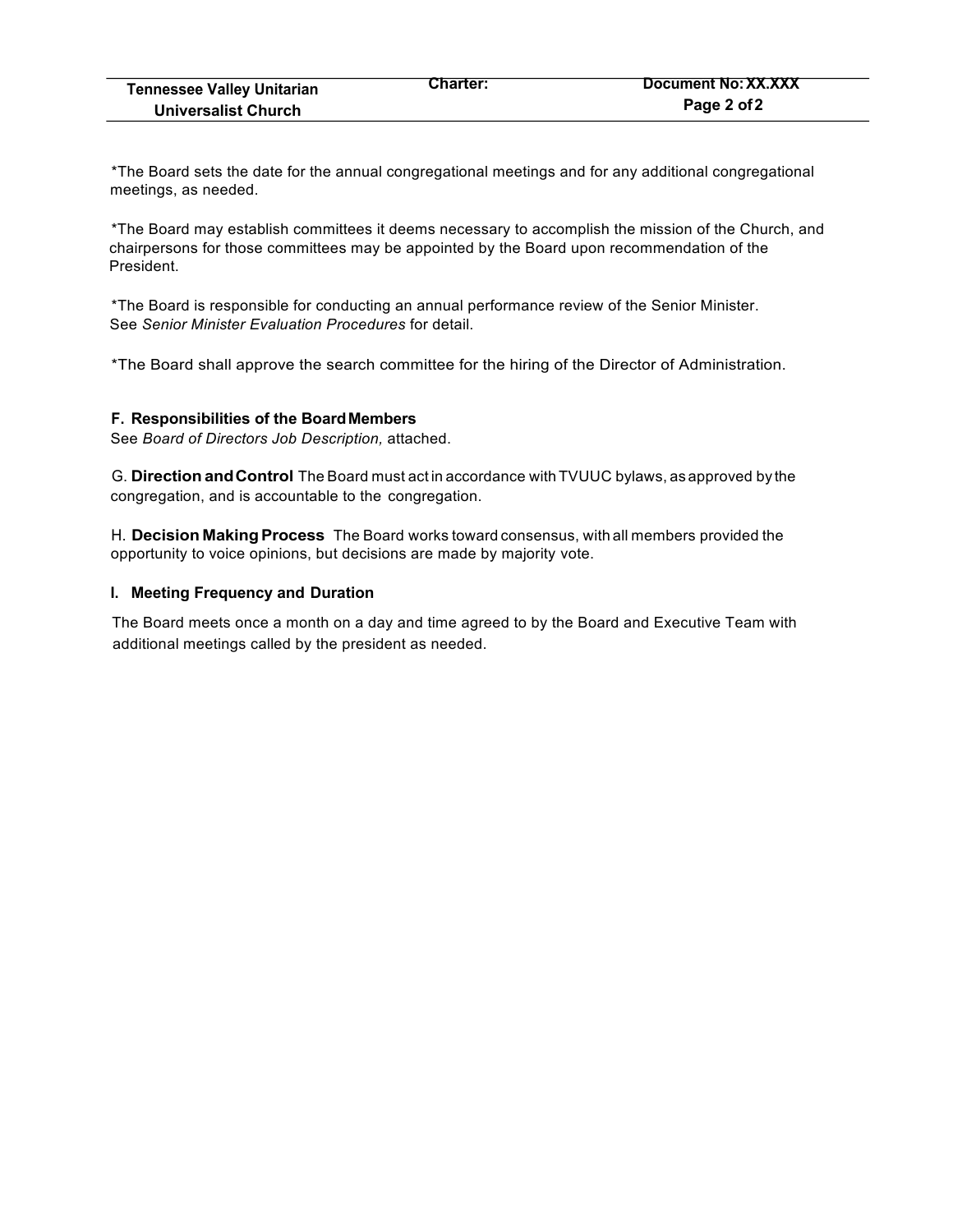*The Board sets the date for the annual congregational meetings and for any additional congregational meetings, as needed.

*The Board may establish committees it deems necessary to accomplish the mission of the Church, and chairpersons for those committees may be appointed by the Board upon recommendation of the President.

*The Board is responsible for conducting an annual performance review of the Senior Minister. See *Senior Minister Evaluation Procedures* for detail.

*The Board shall approve the search committee for the hiring of the Director of Administration.

**F. Responsibilities of the Board Members**
See *Board of Directors Job Description,* attached.

G. **Direction and Control** The Board must act in accordance with TVUUC bylaws, as approved by the congregation, and is accountable to the congregation.

H. **Decision Making Process** The Board works toward consensus, with all members provided the opportunity to voice opinions, but decisions are made by majority vote.

**I. Meeting Frequency and Duration**

The Board meets once a month on a day and time agreed to by the Board and Executive Team with additional meetings called by the president as needed.